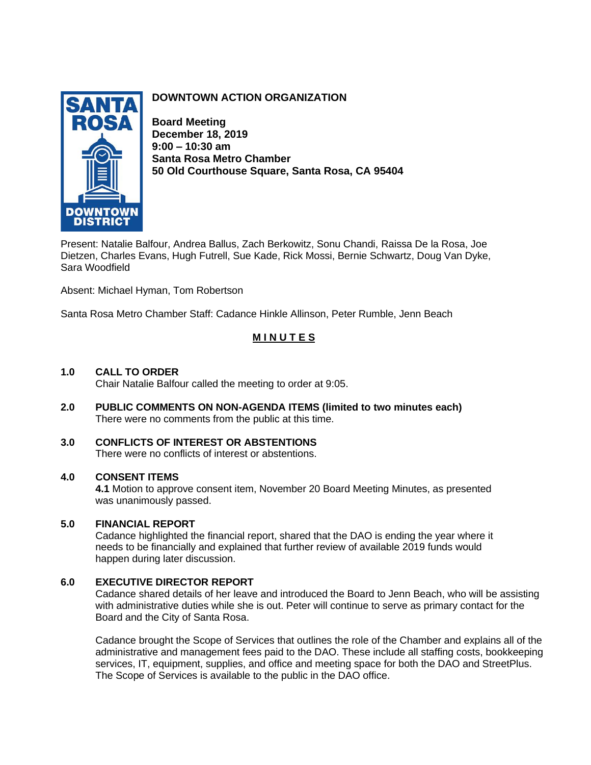# DOWNTOWN ACTION ORGANIZATION

**Board Meeting**
**December 18, 2019**
**9:00 – 10:30 am**
**Santa Rosa Metro Chamber**
**50 Old Courthouse Square, Santa Rosa, CA 95404**

Present: Natalie Balfour, Andrea Ballus, Zach Berkowitz, Sonu Chandi, Raissa De la Rosa, Joe Dietzen, Charles Evans, Hugh Futrell, Sue Kade, Rick Mossi, Bernie Schwartz, Doug Van Dyke, Sara Woodfield

Absent: Michael Hyman, Tom Robertson

Santa Rosa Metro Chamber Staff: Cadance Hinkle Allinson, Peter Rumble, Jenn Beach

## MINUTES

**1.0 CALL TO ORDER**
Chair Natalie Balfour called the meeting to order at 9:05.

**2.0 PUBLIC COMMENTS ON NON-AGENDA ITEMS (limited to two minutes each)**
There were no comments from the public at this time.

**3.0 CONFLICTS OF INTEREST OR ABSTENTIONS**
There were no conflicts of interest or abstentions.

**4.0 CONSENT ITEMS**
**4.1** Motion to approve consent item, November 20 Board Meeting Minutes, as presented was unanimously passed.

**5.0 FINANCIAL REPORT**
Cadance highlighted the financial report, shared that the DAO is ending the year where it needs to be financially and explained that further review of available 2019 funds would happen during later discussion.

**6.0 EXECUTIVE DIRECTOR REPORT**
Cadance shared details of her leave and introduced the Board to Jenn Beach, who will be assisting with administrative duties while she is out. Peter will continue to serve as primary contact for the Board and the City of Santa Rosa.

Cadance brought the Scope of Services that outlines the role of the Chamber and explains all of the administrative and management fees paid to the DAO. These include all staffing costs, bookkeeping services, IT, equipment, supplies, and office and meeting space for both the DAO and StreetPlus. The Scope of Services is available to the public in the DAO office.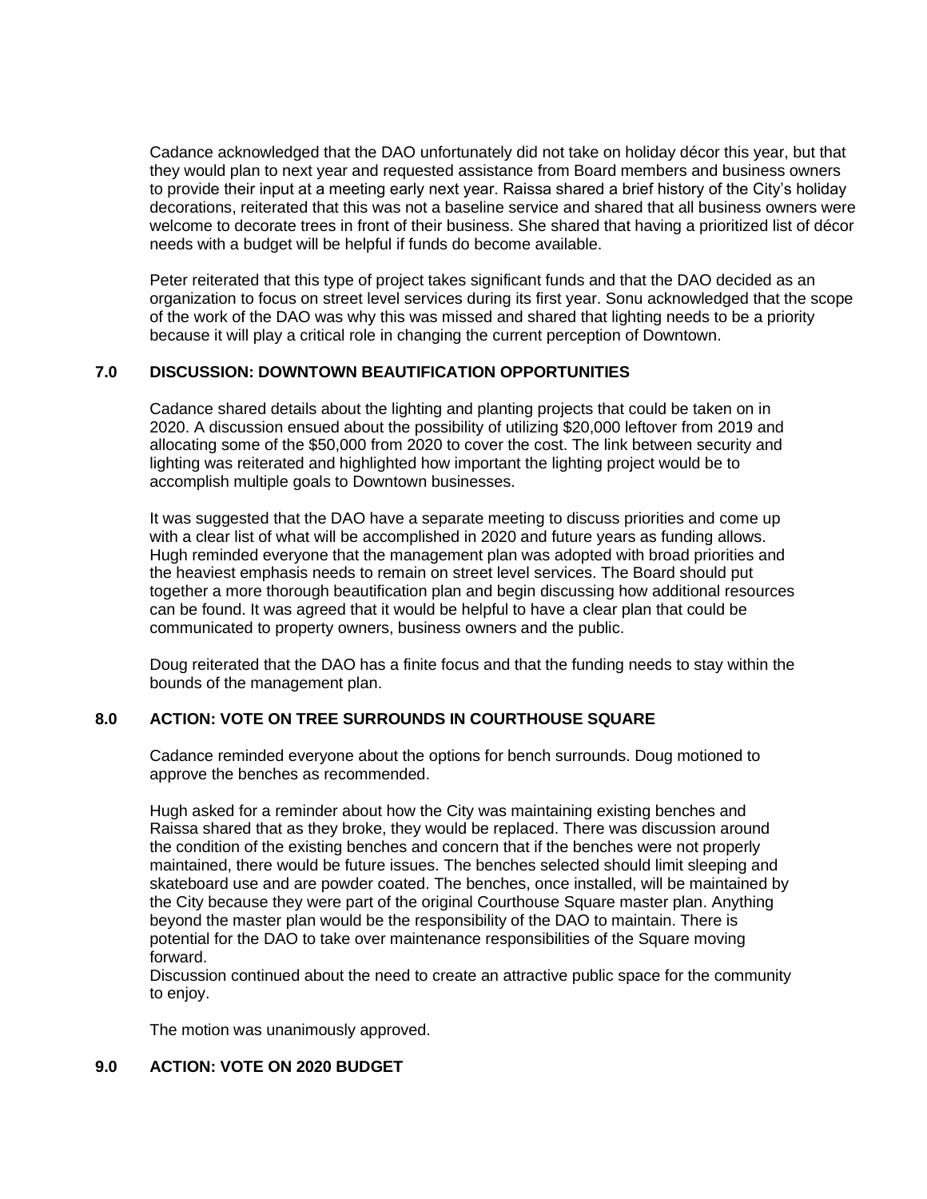Cadance acknowledged that the DAO unfortunately did not take on holiday décor this year, but that they would plan to next year and requested assistance from Board members and business owners to provide their input at a meeting early next year. Raissa shared a brief history of the City's holiday decorations, reiterated that this was not a baseline service and shared that all business owners were welcome to decorate trees in front of their business. She shared that having a prioritized list of décor needs with a budget will be helpful if funds do become available.

Peter reiterated that this type of project takes significant funds and that the DAO decided as an organization to focus on street level services during its first year. Sonu acknowledged that the scope of the work of the DAO was why this was missed and shared that lighting needs to be a priority because it will play a critical role in changing the current perception of Downtown.

## 7.0 DISCUSSION: DOWNTOWN BEAUTIFICATION OPPORTUNITIES

Cadance shared details about the lighting and planting projects that could be taken on in 2020. A discussion ensued about the possibility of utilizing $20,000 leftover from 2019 and allocating some of the $50,000 from 2020 to cover the cost. The link between security and lighting was reiterated and highlighted how important the lighting project would be to accomplish multiple goals to Downtown businesses.

It was suggested that the DAO have a separate meeting to discuss priorities and come up with a clear list of what will be accomplished in 2020 and future years as funding allows. Hugh reminded everyone that the management plan was adopted with broad priorities and the heaviest emphasis needs to remain on street level services. The Board should put together a more thorough beautification plan and begin discussing how additional resources can be found. It was agreed that it would be helpful to have a clear plan that could be communicated to property owners, business owners and the public.

Doug reiterated that the DAO has a finite focus and that the funding needs to stay within the bounds of the management plan.

## 8.0 ACTION: VOTE ON TREE SURROUNDS IN COURTHOUSE SQUARE

Cadance reminded everyone about the options for bench surrounds. Doug motioned to approve the benches as recommended.

Hugh asked for a reminder about how the City was maintaining existing benches and Raissa shared that as they broke, they would be replaced. There was discussion around the condition of the existing benches and concern that if the benches were not properly maintained, there would be future issues. The benches selected should limit sleeping and skateboard use and are powder coated. The benches, once installed, will be maintained by the City because they were part of the original Courthouse Square master plan. Anything beyond the master plan would be the responsibility of the DAO to maintain. There is potential for the DAO to take over maintenance responsibilities of the Square moving forward.
Discussion continued about the need to create an attractive public space for the community to enjoy.

The motion was unanimously approved.

## 9.0 ACTION: VOTE ON 2020 BUDGET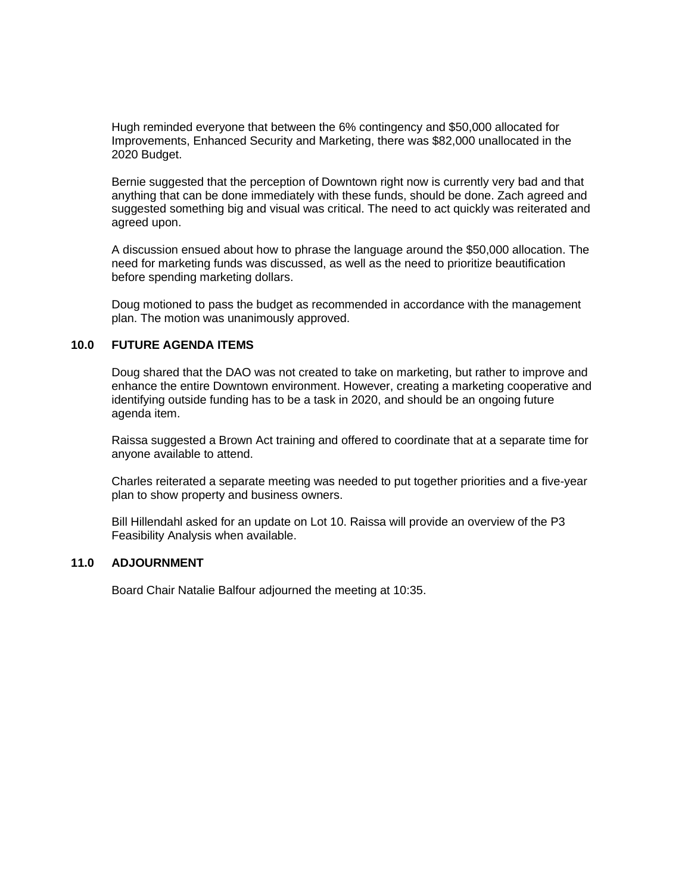Hugh reminded everyone that between the 6% contingency and $50,000 allocated for Improvements, Enhanced Security and Marketing, there was $82,000 unallocated in the 2020 Budget.

Bernie suggested that the perception of Downtown right now is currently very bad and that anything that can be done immediately with these funds, should be done. Zach agreed and suggested something big and visual was critical. The need to act quickly was reiterated and agreed upon.

A discussion ensued about how to phrase the language around the $50,000 allocation. The need for marketing funds was discussed, as well as the need to prioritize beautification before spending marketing dollars.

Doug motioned to pass the budget as recommended in accordance with the management plan. The motion was unanimously approved.

## 10.0 FUTURE AGENDA ITEMS

Doug shared that the DAO was not created to take on marketing, but rather to improve and enhance the entire Downtown environment. However, creating a marketing cooperative and identifying outside funding has to be a task in 2020, and should be an ongoing future agenda item.

Raissa suggested a Brown Act training and offered to coordinate that at a separate time for anyone available to attend.

Charles reiterated a separate meeting was needed to put together priorities and a five-year plan to show property and business owners.

Bill Hillendahl asked for an update on Lot 10. Raissa will provide an overview of the P3 Feasibility Analysis when available.

## 11.0 ADJOURNMENT

Board Chair Natalie Balfour adjourned the meeting at 10:35.